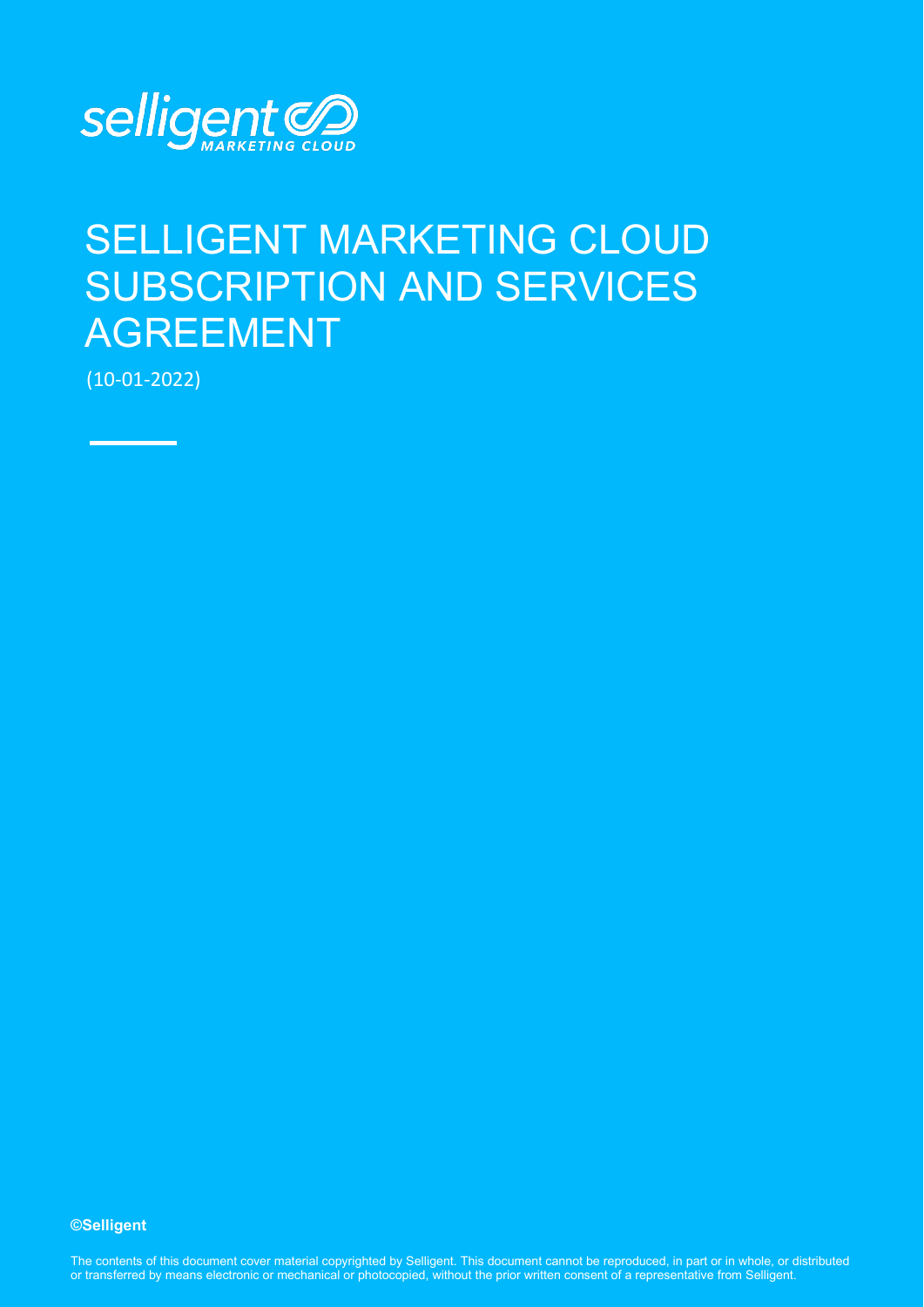# SELLIGENT MARKETING CLOUD SUBSCRIPTION AND SERVICES AGREEMENT

(10-01-2022)

**©Selligent**

The contents of this document cover material copyrighted by Selligent. This document cannot be reproduced, in part or in whole, or distributed or transferred by means electronic or mechanical or photocopied, without the prior written consent of a representative from Selligent.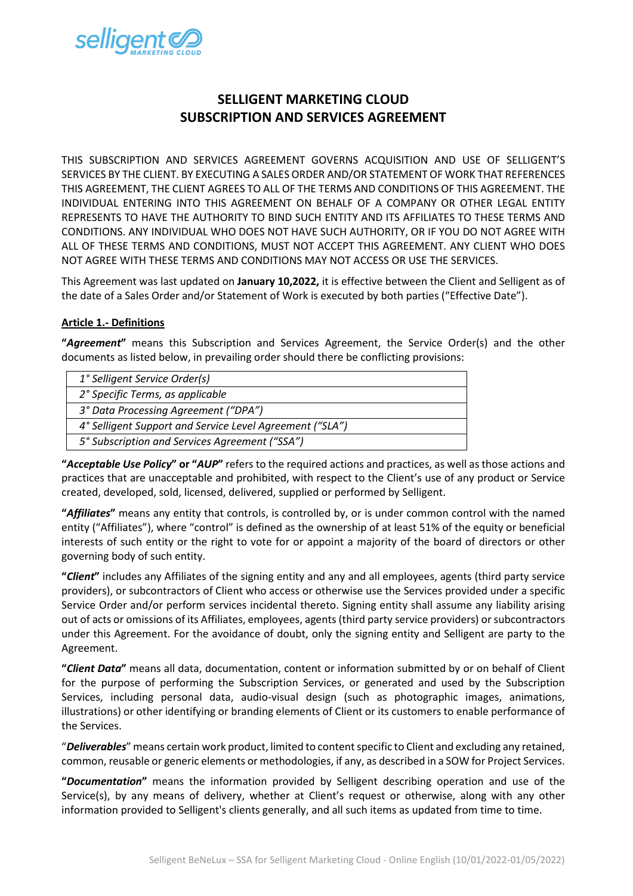# SELLIGENT MARKETING CLOUD
# SUBSCRIPTION AND SERVICES AGREEMENT

THIS SUBSCRIPTION AND SERVICES AGREEMENT GOVERNS ACQUISITION AND USE OF SELLIGENT'S SERVICES BY THE CLIENT. BY EXECUTING A SALES ORDER AND/OR STATEMENT OF WORK THAT REFERENCES THIS AGREEMENT, THE CLIENT AGREES TO ALL OF THE TERMS AND CONDITIONS OF THIS AGREEMENT. THE INDIVIDUAL ENTERING INTO THIS AGREEMENT ON BEHALF OF A COMPANY OR OTHER LEGAL ENTITY REPRESENTS TO HAVE THE AUTHORITY TO BIND SUCH ENTITY AND ITS AFFILIATES TO THESE TERMS AND CONDITIONS. ANY INDIVIDUAL WHO DOES NOT HAVE SUCH AUTHORITY, OR IF YOU DO NOT AGREE WITH ALL OF THESE TERMS AND CONDITIONS, MUST NOT ACCEPT THIS AGREEMENT. ANY CLIENT WHO DOES NOT AGREE WITH THESE TERMS AND CONDITIONS MAY NOT ACCESS OR USE THE SERVICES.

This Agreement was last updated on **January 10,2022,** it is effective between the Client and Selligent as of the date of a Sales Order and/or Statement of Work is executed by both parties ("Effective Date").

## Article 1.- Definitions

**"*Agreement*"** means this Subscription and Services Agreement, the Service Order(s) and the other documents as listed below, in prevailing order should there be conflicting provisions:

| |
|---|
| *1° Selligent Service Order(s)* |
| *2° Specific Terms, as applicable* |
| *3° Data Processing Agreement ("DPA")* |
| *4° Selligent Support and Service Level Agreement ("SLA")* |
| *5° Subscription and Services Agreement ("SSA")* |

**"*Acceptable Use Policy*" or "*AUP*"** refers to the required actions and practices, as well as those actions and practices that are unacceptable and prohibited, with respect to the Client's use of any product or Service created, developed, sold, licensed, delivered, supplied or performed by Selligent.

**"*Affiliates*"** means any entity that controls, is controlled by, or is under common control with the named entity ("Affiliates"), where "control" is defined as the ownership of at least 51% of the equity or beneficial interests of such entity or the right to vote for or appoint a majority of the board of directors or other governing body of such entity.

**"*Client*"** includes any Affiliates of the signing entity and any and all employees, agents (third party service providers), or subcontractors of Client who access or otherwise use the Services provided under a specific Service Order and/or perform services incidental thereto. Signing entity shall assume any liability arising out of acts or omissions of its Affiliates, employees, agents (third party service providers) or subcontractors under this Agreement. For the avoidance of doubt, only the signing entity and Selligent are party to the Agreement.

**"*Client Data*"** means all data, documentation, content or information submitted by or on behalf of Client for the purpose of performing the Subscription Services, or generated and used by the Subscription Services, including personal data, audio-visual design (such as photographic images, animations, illustrations) or other identifying or branding elements of Client or its customers to enable performance of the Services.

"***Deliverables***" means certain work product, limited to content specific to Client and excluding any retained, common, reusable or generic elements or methodologies, if any, as described in a SOW for Project Services.

**"*Documentation*"** means the information provided by Selligent describing operation and use of the Service(s), by any means of delivery, whether at Client's request or otherwise, along with any other information provided to Selligent's clients generally, and all such items as updated from time to time.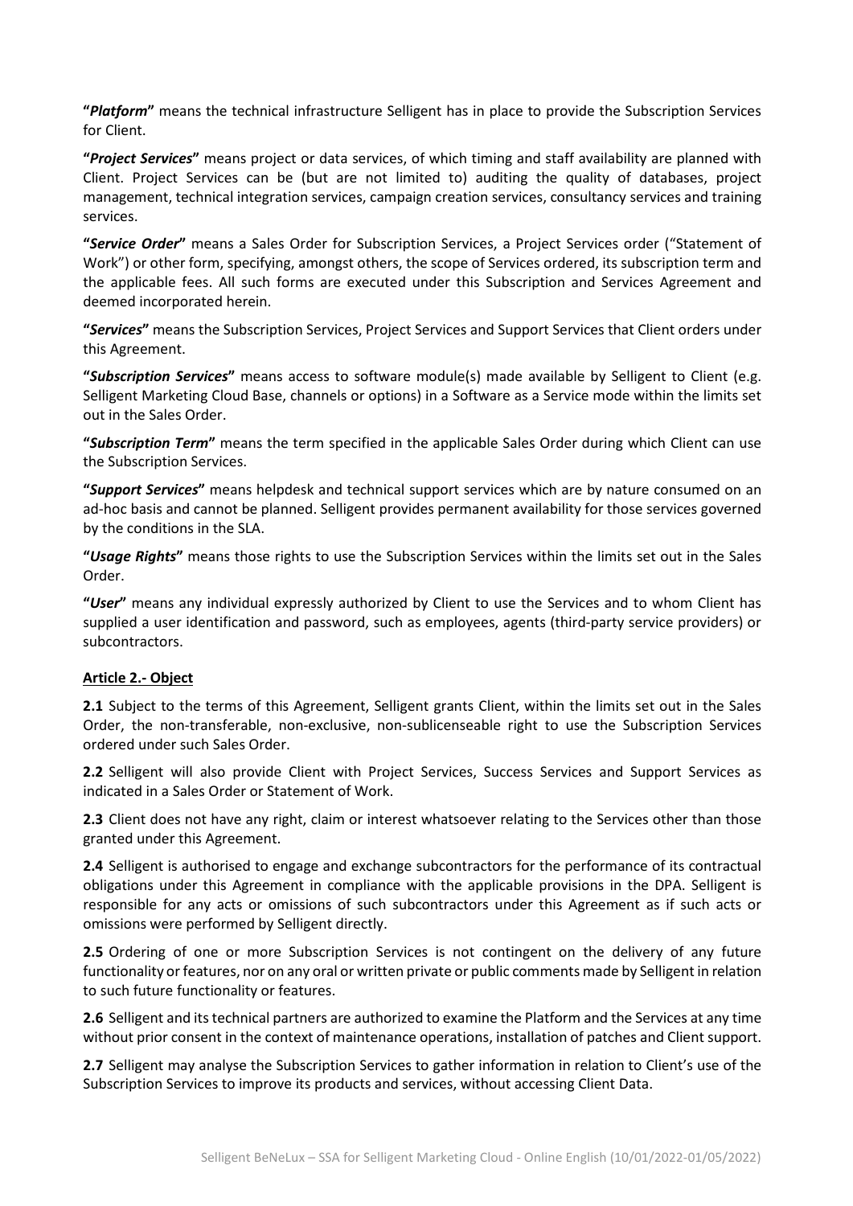**"*Platform*"** means the technical infrastructure Selligent has in place to provide the Subscription Services for Client.

**"*Project Services*"** means project or data services, of which timing and staff availability are planned with Client. Project Services can be (but are not limited to) auditing the quality of databases, project management, technical integration services, campaign creation services, consultancy services and training services.

**"*Service Order*"** means a Sales Order for Subscription Services, a Project Services order ("Statement of Work") or other form, specifying, amongst others, the scope of Services ordered, its subscription term and the applicable fees. All such forms are executed under this Subscription and Services Agreement and deemed incorporated herein.

**"*Services*"** means the Subscription Services, Project Services and Support Services that Client orders under this Agreement.

**"*Subscription Services*"** means access to software module(s) made available by Selligent to Client (e.g. Selligent Marketing Cloud Base, channels or options) in a Software as a Service mode within the limits set out in the Sales Order.

**"*Subscription Term*"** means the term specified in the applicable Sales Order during which Client can use the Subscription Services.

**"*Support Services*"** means helpdesk and technical support services which are by nature consumed on an ad-hoc basis and cannot be planned. Selligent provides permanent availability for those services governed by the conditions in the SLA.

**"*Usage Rights*"** means those rights to use the Subscription Services within the limits set out in the Sales Order.

**"*User*"** means any individual expressly authorized by Client to use the Services and to whom Client has supplied a user identification and password, such as employees, agents (third-party service providers) or subcontractors.

## Article 2.- Object

**2.1** Subject to the terms of this Agreement, Selligent grants Client, within the limits set out in the Sales Order, the non-transferable, non-exclusive, non-sublicenseable right to use the Subscription Services ordered under such Sales Order.

**2.2** Selligent will also provide Client with Project Services, Success Services and Support Services as indicated in a Sales Order or Statement of Work.

**2.3** Client does not have any right, claim or interest whatsoever relating to the Services other than those granted under this Agreement.

**2.4** Selligent is authorised to engage and exchange subcontractors for the performance of its contractual obligations under this Agreement in compliance with the applicable provisions in the DPA. Selligent is responsible for any acts or omissions of such subcontractors under this Agreement as if such acts or omissions were performed by Selligent directly.

**2.5** Ordering of one or more Subscription Services is not contingent on the delivery of any future functionality or features, nor on any oral or written private or public comments made by Selligent in relation to such future functionality or features.

**2.6** Selligent and its technical partners are authorized to examine the Platform and the Services at any time without prior consent in the context of maintenance operations, installation of patches and Client support.

**2.7** Selligent may analyse the Subscription Services to gather information in relation to Client's use of the Subscription Services to improve its products and services, without accessing Client Data.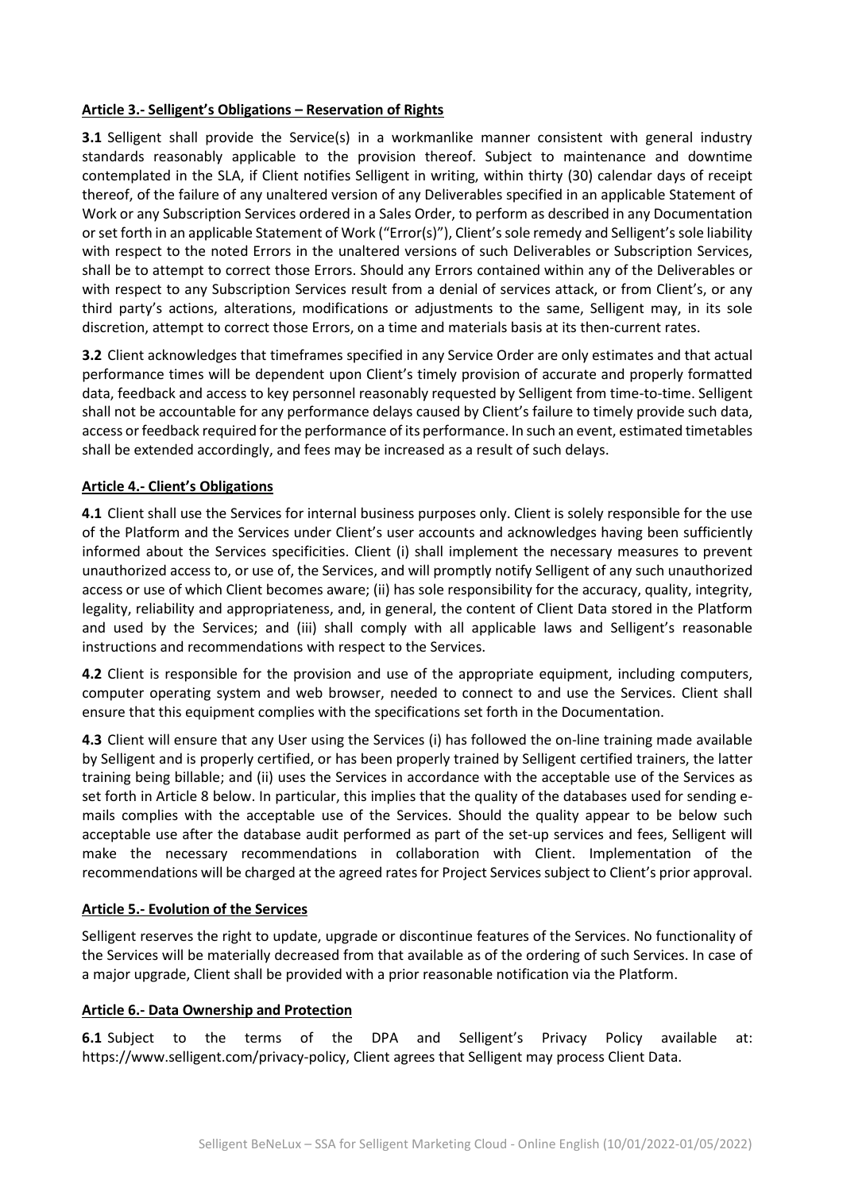**Article 3.- Selligent's Obligations – Reservation of Rights**

**3.1** Selligent shall provide the Service(s) in a workmanlike manner consistent with general industry standards reasonably applicable to the provision thereof. Subject to maintenance and downtime contemplated in the SLA, if Client notifies Selligent in writing, within thirty (30) calendar days of receipt thereof, of the failure of any unaltered version of any Deliverables specified in an applicable Statement of Work or any Subscription Services ordered in a Sales Order, to perform as described in any Documentation or set forth in an applicable Statement of Work ("Error(s)"), Client's sole remedy and Selligent's sole liability with respect to the noted Errors in the unaltered versions of such Deliverables or Subscription Services, shall be to attempt to correct those Errors. Should any Errors contained within any of the Deliverables or with respect to any Subscription Services result from a denial of services attack, or from Client's, or any third party's actions, alterations, modifications or adjustments to the same, Selligent may, in its sole discretion, attempt to correct those Errors, on a time and materials basis at its then-current rates.

**3.2** Client acknowledges that timeframes specified in any Service Order are only estimates and that actual performance times will be dependent upon Client's timely provision of accurate and properly formatted data, feedback and access to key personnel reasonably requested by Selligent from time-to-time. Selligent shall not be accountable for any performance delays caused by Client's failure to timely provide such data, access or feedback required for the performance of its performance. In such an event, estimated timetables shall be extended accordingly, and fees may be increased as a result of such delays.

**Article 4.- Client's Obligations**

**4.1** Client shall use the Services for internal business purposes only. Client is solely responsible for the use of the Platform and the Services under Client's user accounts and acknowledges having been sufficiently informed about the Services specificities. Client (i) shall implement the necessary measures to prevent unauthorized access to, or use of, the Services, and will promptly notify Selligent of any such unauthorized access or use of which Client becomes aware; (ii) has sole responsibility for the accuracy, quality, integrity, legality, reliability and appropriateness, and, in general, the content of Client Data stored in the Platform and used by the Services; and (iii) shall comply with all applicable laws and Selligent's reasonable instructions and recommendations with respect to the Services.

**4.2** Client is responsible for the provision and use of the appropriate equipment, including computers, computer operating system and web browser, needed to connect to and use the Services. Client shall ensure that this equipment complies with the specifications set forth in the Documentation.

**4.3** Client will ensure that any User using the Services (i) has followed the on-line training made available by Selligent and is properly certified, or has been properly trained by Selligent certified trainers, the latter training being billable; and (ii) uses the Services in accordance with the acceptable use of the Services as set forth in Article 8 below. In particular, this implies that the quality of the databases used for sending e-mails complies with the acceptable use of the Services. Should the quality appear to be below such acceptable use after the database audit performed as part of the set-up services and fees, Selligent will make the necessary recommendations in collaboration with Client. Implementation of the recommendations will be charged at the agreed rates for Project Services subject to Client's prior approval.

**Article 5.- Evolution of the Services**

Selligent reserves the right to update, upgrade or discontinue features of the Services. No functionality of the Services will be materially decreased from that available as of the ordering of such Services. In case of a major upgrade, Client shall be provided with a prior reasonable notification via the Platform.

**Article 6.- Data Ownership and Protection**

**6.1** Subject to the terms of the DPA and Selligent's Privacy Policy available at: https://www.selligent.com/privacy-policy, Client agrees that Selligent may process Client Data.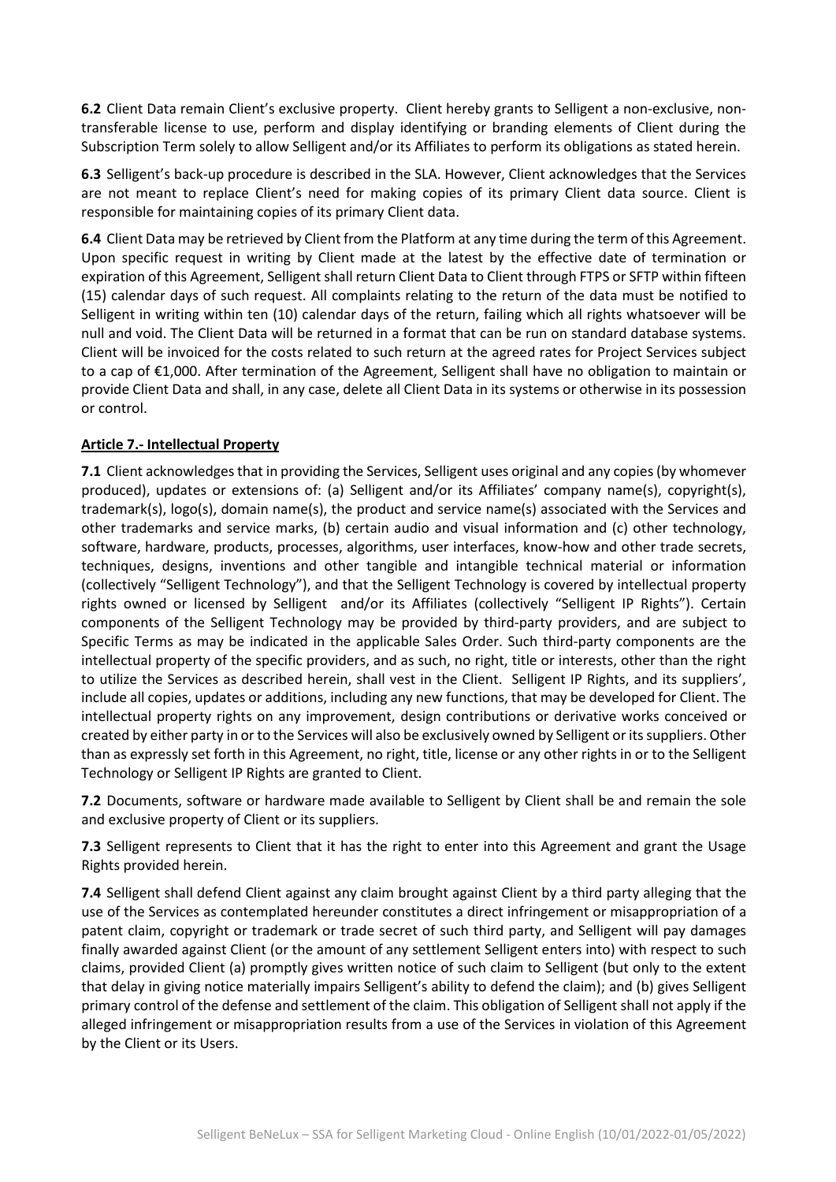**6.2** Client Data remain Client's exclusive property. Client hereby grants to Selligent a non-exclusive, non-transferable license to use, perform and display identifying or branding elements of Client during the Subscription Term solely to allow Selligent and/or its Affiliates to perform its obligations as stated herein.

**6.3** Selligent's back-up procedure is described in the SLA. However, Client acknowledges that the Services are not meant to replace Client's need for making copies of its primary Client data source. Client is responsible for maintaining copies of its primary Client data.

**6.4** Client Data may be retrieved by Client from the Platform at any time during the term of this Agreement. Upon specific request in writing by Client made at the latest by the effective date of termination or expiration of this Agreement, Selligent shall return Client Data to Client through FTPS or SFTP within fifteen (15) calendar days of such request. All complaints relating to the return of the data must be notified to Selligent in writing within ten (10) calendar days of the return, failing which all rights whatsoever will be null and void. The Client Data will be returned in a format that can be run on standard database systems. Client will be invoiced for the costs related to such return at the agreed rates for Project Services subject to a cap of €1,000. After termination of the Agreement, Selligent shall have no obligation to maintain or provide Client Data and shall, in any case, delete all Client Data in its systems or otherwise in its possession or control.

## Article 7.- Intellectual Property

**7.1** Client acknowledges that in providing the Services, Selligent uses original and any copies (by whomever produced), updates or extensions of: (a) Selligent and/or its Affiliates' company name(s), copyright(s), trademark(s), logo(s), domain name(s), the product and service name(s) associated with the Services and other trademarks and service marks, (b) certain audio and visual information and (c) other technology, software, hardware, products, processes, algorithms, user interfaces, know-how and other trade secrets, techniques, designs, inventions and other tangible and intangible technical material or information (collectively "Selligent Technology"), and that the Selligent Technology is covered by intellectual property rights owned or licensed by Selligent and/or its Affiliates (collectively "Selligent IP Rights"). Certain components of the Selligent Technology may be provided by third-party providers, and are subject to Specific Terms as may be indicated in the applicable Sales Order. Such third-party components are the intellectual property of the specific providers, and as such, no right, title or interests, other than the right to utilize the Services as described herein, shall vest in the Client. Selligent IP Rights, and its suppliers', include all copies, updates or additions, including any new functions, that may be developed for Client. The intellectual property rights on any improvement, design contributions or derivative works conceived or created by either party in or to the Services will also be exclusively owned by Selligent or its suppliers. Other than as expressly set forth in this Agreement, no right, title, license or any other rights in or to the Selligent Technology or Selligent IP Rights are granted to Client.

**7.2** Documents, software or hardware made available to Selligent by Client shall be and remain the sole and exclusive property of Client or its suppliers.

**7.3** Selligent represents to Client that it has the right to enter into this Agreement and grant the Usage Rights provided herein.

**7.4** Selligent shall defend Client against any claim brought against Client by a third party alleging that the use of the Services as contemplated hereunder constitutes a direct infringement or misappropriation of a patent claim, copyright or trademark or trade secret of such third party, and Selligent will pay damages finally awarded against Client (or the amount of any settlement Selligent enters into) with respect to such claims, provided Client (a) promptly gives written notice of such claim to Selligent (but only to the extent that delay in giving notice materially impairs Selligent's ability to defend the claim); and (b) gives Selligent primary control of the defense and settlement of the claim. This obligation of Selligent shall not apply if the alleged infringement or misappropriation results from a use of the Services in violation of this Agreement by the Client or its Users.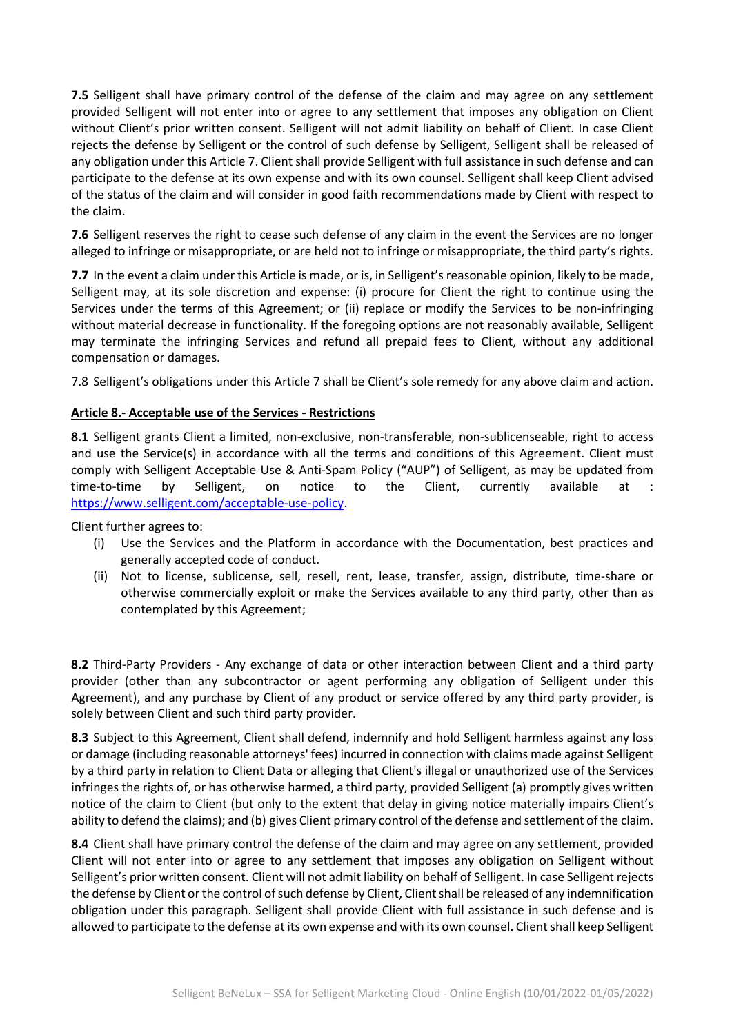**7.5** Selligent shall have primary control of the defense of the claim and may agree on any settlement provided Selligent will not enter into or agree to any settlement that imposes any obligation on Client without Client's prior written consent. Selligent will not admit liability on behalf of Client. In case Client rejects the defense by Selligent or the control of such defense by Selligent, Selligent shall be released of any obligation under this Article 7. Client shall provide Selligent with full assistance in such defense and can participate to the defense at its own expense and with its own counsel. Selligent shall keep Client advised of the status of the claim and will consider in good faith recommendations made by Client with respect to the claim.

**7.6** Selligent reserves the right to cease such defense of any claim in the event the Services are no longer alleged to infringe or misappropriate, or are held not to infringe or misappropriate, the third party's rights.

**7.7** In the event a claim under this Article is made, or is, in Selligent's reasonable opinion, likely to be made, Selligent may, at its sole discretion and expense: (i) procure for Client the right to continue using the Services under the terms of this Agreement; or (ii) replace or modify the Services to be non-infringing without material decrease in functionality. If the foregoing options are not reasonably available, Selligent may terminate the infringing Services and refund all prepaid fees to Client, without any additional compensation or damages.

7.8 Selligent's obligations under this Article 7 shall be Client's sole remedy for any above claim and action.

## Article 8.- Acceptable use of the Services - Restrictions

**8.1** Selligent grants Client a limited, non-exclusive, non-transferable, non-sublicenseable, right to access and use the Service(s) in accordance with all the terms and conditions of this Agreement. Client must comply with Selligent Acceptable Use & Anti-Spam Policy ("AUP") of Selligent, as may be updated from time-to-time by Selligent, on notice to the Client, currently available at : https://www.selligent.com/acceptable-use-policy.

Client further agrees to:

(i) Use the Services and the Platform in accordance with the Documentation, best practices and generally accepted code of conduct.

(ii) Not to license, sublicense, sell, resell, rent, lease, transfer, assign, distribute, time-share or otherwise commercially exploit or make the Services available to any third party, other than as contemplated by this Agreement;

**8.2** Third-Party Providers - Any exchange of data or other interaction between Client and a third party provider (other than any subcontractor or agent performing any obligation of Selligent under this Agreement), and any purchase by Client of any product or service offered by any third party provider, is solely between Client and such third party provider.

**8.3** Subject to this Agreement, Client shall defend, indemnify and hold Selligent harmless against any loss or damage (including reasonable attorneys' fees) incurred in connection with claims made against Selligent by a third party in relation to Client Data or alleging that Client's illegal or unauthorized use of the Services infringes the rights of, or has otherwise harmed, a third party, provided Selligent (a) promptly gives written notice of the claim to Client (but only to the extent that delay in giving notice materially impairs Client's ability to defend the claims); and (b) gives Client primary control of the defense and settlement of the claim.

**8.4** Client shall have primary control the defense of the claim and may agree on any settlement, provided Client will not enter into or agree to any settlement that imposes any obligation on Selligent without Selligent's prior written consent. Client will not admit liability on behalf of Selligent. In case Selligent rejects the defense by Client or the control of such defense by Client, Client shall be released of any indemnification obligation under this paragraph. Selligent shall provide Client with full assistance in such defense and is allowed to participate to the defense at its own expense and with its own counsel. Client shall keep Selligent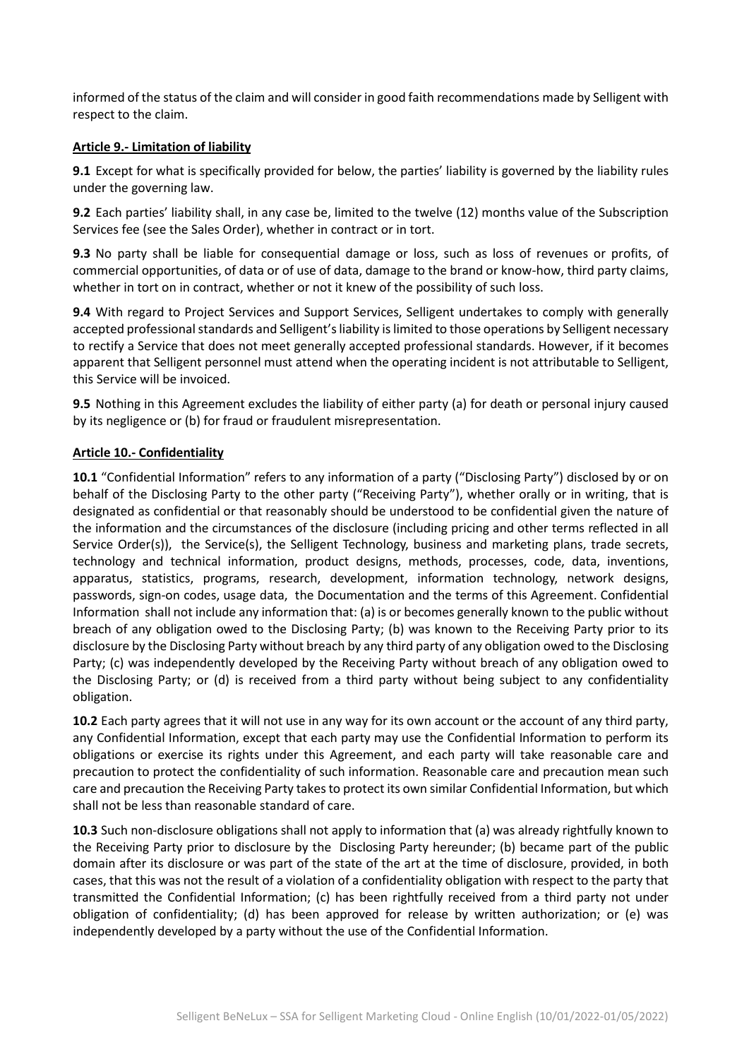informed of the status of the claim and will consider in good faith recommendations made by Selligent with respect to the claim.

**Article 9.- Limitation of liability**

**9.1** Except for what is specifically provided for below, the parties' liability is governed by the liability rules under the governing law.

**9.2** Each parties' liability shall, in any case be, limited to the twelve (12) months value of the Subscription Services fee (see the Sales Order), whether in contract or in tort.

**9.3** No party shall be liable for consequential damage or loss, such as loss of revenues or profits, of commercial opportunities, of data or of use of data, damage to the brand or know-how, third party claims, whether in tort on in contract, whether or not it knew of the possibility of such loss.

**9.4** With regard to Project Services and Support Services, Selligent undertakes to comply with generally accepted professional standards and Selligent's liability is limited to those operations by Selligent necessary to rectify a Service that does not meet generally accepted professional standards. However, if it becomes apparent that Selligent personnel must attend when the operating incident is not attributable to Selligent, this Service will be invoiced.

**9.5** Nothing in this Agreement excludes the liability of either party (a) for death or personal injury caused by its negligence or (b) for fraud or fraudulent misrepresentation.

**Article 10.- Confidentiality**

**10.1** "Confidential Information" refers to any information of a party ("Disclosing Party") disclosed by or on behalf of the Disclosing Party to the other party ("Receiving Party"), whether orally or in writing, that is designated as confidential or that reasonably should be understood to be confidential given the nature of the information and the circumstances of the disclosure (including pricing and other terms reflected in all Service Order(s)), the Service(s), the Selligent Technology, business and marketing plans, trade secrets, technology and technical information, product designs, methods, processes, code, data, inventions, apparatus, statistics, programs, research, development, information technology, network designs, passwords, sign-on codes, usage data, the Documentation and the terms of this Agreement. Confidential Information shall not include any information that: (a) is or becomes generally known to the public without breach of any obligation owed to the Disclosing Party; (b) was known to the Receiving Party prior to its disclosure by the Disclosing Party without breach by any third party of any obligation owed to the Disclosing Party; (c) was independently developed by the Receiving Party without breach of any obligation owed to the Disclosing Party; or (d) is received from a third party without being subject to any confidentiality obligation.

**10.2** Each party agrees that it will not use in any way for its own account or the account of any third party, any Confidential Information, except that each party may use the Confidential Information to perform its obligations or exercise its rights under this Agreement, and each party will take reasonable care and precaution to protect the confidentiality of such information. Reasonable care and precaution mean such care and precaution the Receiving Party takes to protect its own similar Confidential Information, but which shall not be less than reasonable standard of care.

**10.3** Such non-disclosure obligations shall not apply to information that (a) was already rightfully known to the Receiving Party prior to disclosure by the Disclosing Party hereunder; (b) became part of the public domain after its disclosure or was part of the state of the art at the time of disclosure, provided, in both cases, that this was not the result of a violation of a confidentiality obligation with respect to the party that transmitted the Confidential Information; (c) has been rightfully received from a third party not under obligation of confidentiality; (d) has been approved for release by written authorization; or (e) was independently developed by a party without the use of the Confidential Information.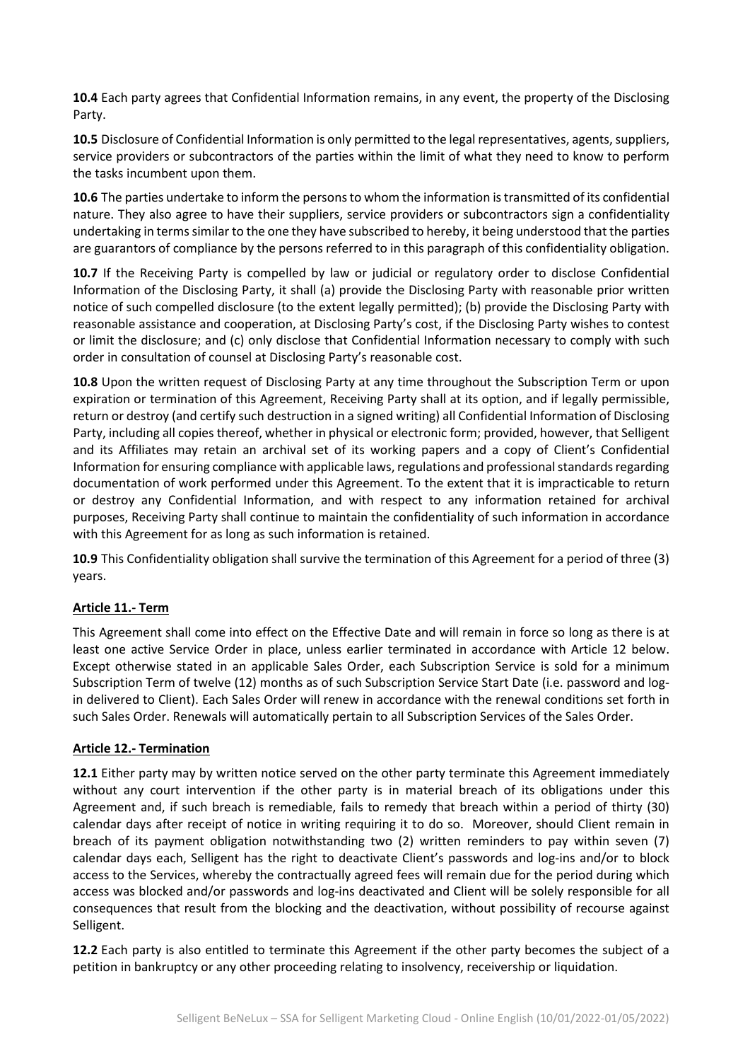**10.4** Each party agrees that Confidential Information remains, in any event, the property of the Disclosing Party.

**10.5** Disclosure of Confidential Information is only permitted to the legal representatives, agents, suppliers, service providers or subcontractors of the parties within the limit of what they need to know to perform the tasks incumbent upon them.

**10.6** The parties undertake to inform the persons to whom the information is transmitted of its confidential nature. They also agree to have their suppliers, service providers or subcontractors sign a confidentiality undertaking in terms similar to the one they have subscribed to hereby, it being understood that the parties are guarantors of compliance by the persons referred to in this paragraph of this confidentiality obligation.

**10.7** If the Receiving Party is compelled by law or judicial or regulatory order to disclose Confidential Information of the Disclosing Party, it shall (a) provide the Disclosing Party with reasonable prior written notice of such compelled disclosure (to the extent legally permitted); (b) provide the Disclosing Party with reasonable assistance and cooperation, at Disclosing Party's cost, if the Disclosing Party wishes to contest or limit the disclosure; and (c) only disclose that Confidential Information necessary to comply with such order in consultation of counsel at Disclosing Party's reasonable cost.

**10.8** Upon the written request of Disclosing Party at any time throughout the Subscription Term or upon expiration or termination of this Agreement, Receiving Party shall at its option, and if legally permissible, return or destroy (and certify such destruction in a signed writing) all Confidential Information of Disclosing Party, including all copies thereof, whether in physical or electronic form; provided, however, that Selligent and its Affiliates may retain an archival set of its working papers and a copy of Client's Confidential Information for ensuring compliance with applicable laws, regulations and professional standards regarding documentation of work performed under this Agreement. To the extent that it is impracticable to return or destroy any Confidential Information, and with respect to any information retained for archival purposes, Receiving Party shall continue to maintain the confidentiality of such information in accordance with this Agreement for as long as such information is retained.

**10.9** This Confidentiality obligation shall survive the termination of this Agreement for a period of three (3) years.

## Article 11.- Term

This Agreement shall come into effect on the Effective Date and will remain in force so long as there is at least one active Service Order in place, unless earlier terminated in accordance with Article 12 below. Except otherwise stated in an applicable Sales Order, each Subscription Service is sold for a minimum Subscription Term of twelve (12) months as of such Subscription Service Start Date (i.e. password and log-in delivered to Client). Each Sales Order will renew in accordance with the renewal conditions set forth in such Sales Order. Renewals will automatically pertain to all Subscription Services of the Sales Order.

## Article 12.- Termination

**12.1** Either party may by written notice served on the other party terminate this Agreement immediately without any court intervention if the other party is in material breach of its obligations under this Agreement and, if such breach is remediable, fails to remedy that breach within a period of thirty (30) calendar days after receipt of notice in writing requiring it to do so. Moreover, should Client remain in breach of its payment obligation notwithstanding two (2) written reminders to pay within seven (7) calendar days each, Selligent has the right to deactivate Client's passwords and log-ins and/or to block access to the Services, whereby the contractually agreed fees will remain due for the period during which access was blocked and/or passwords and log-ins deactivated and Client will be solely responsible for all consequences that result from the blocking and the deactivation, without possibility of recourse against Selligent.

**12.2** Each party is also entitled to terminate this Agreement if the other party becomes the subject of a petition in bankruptcy or any other proceeding relating to insolvency, receivership or liquidation.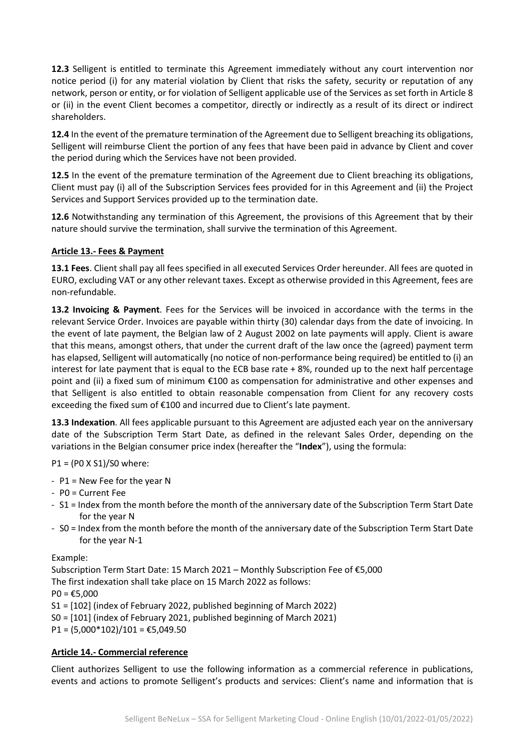**12.3** Selligent is entitled to terminate this Agreement immediately without any court intervention nor notice period (i) for any material violation by Client that risks the safety, security or reputation of any network, person or entity, or for violation of Selligent applicable use of the Services as set forth in Article 8 or (ii) in the event Client becomes a competitor, directly or indirectly as a result of its direct or indirect shareholders.

**12.4** In the event of the premature termination of the Agreement due to Selligent breaching its obligations, Selligent will reimburse Client the portion of any fees that have been paid in advance by Client and cover the period during which the Services have not been provided.

**12.5** In the event of the premature termination of the Agreement due to Client breaching its obligations, Client must pay (i) all of the Subscription Services fees provided for in this Agreement and (ii) the Project Services and Support Services provided up to the termination date.

**12.6** Notwithstanding any termination of this Agreement, the provisions of this Agreement that by their nature should survive the termination, shall survive the termination of this Agreement.

**Article 13.- Fees & Payment**

**13.1 Fees**. Client shall pay all fees specified in all executed Services Order hereunder. All fees are quoted in EURO, excluding VAT or any other relevant taxes. Except as otherwise provided in this Agreement, fees are non-refundable.

**13.2 Invoicing & Payment**. Fees for the Services will be invoiced in accordance with the terms in the relevant Service Order. Invoices are payable within thirty (30) calendar days from the date of invoicing. In the event of late payment, the Belgian law of 2 August 2002 on late payments will apply. Client is aware that this means, amongst others, that under the current draft of the law once the (agreed) payment term has elapsed, Selligent will automatically (no notice of non-performance being required) be entitled to (i) an interest for late payment that is equal to the ECB base rate + 8%, rounded up to the next half percentage point and (ii) a fixed sum of minimum €100 as compensation for administrative and other expenses and that Selligent is also entitled to obtain reasonable compensation from Client for any recovery costs exceeding the fixed sum of €100 and incurred due to Client's late payment.

**13.3 Indexation**. All fees applicable pursuant to this Agreement are adjusted each year on the anniversary date of the Subscription Term Start Date, as defined in the relevant Sales Order, depending on the variations in the Belgian consumer price index (hereafter the "**Index**"), using the formula:

$P1 = (P0 \times S1)/S0$ where:

- $P1$ = New Fee for the year N
- $P0$ = Current Fee
- $S1$ = Index from the month before the month of the anniversary date of the Subscription Term Start Date for the year N
- $S0$ = Index from the month before the month of the anniversary date of the Subscription Term Start Date for the year N-1

Example:
Subscription Term Start Date: 15 March 2021 – Monthly Subscription Fee of €5,000
The first indexation shall take place on 15 March 2022 as follows:
P0 = €5,000
S1 = [102] (index of February 2022, published beginning of March 2022)
S0 = [101] (index of February 2021, published beginning of March 2021)
P1 = (5,000*102)/101 = €5,049.50

**Article 14.- Commercial reference**

Client authorizes Selligent to use the following information as a commercial reference in publications, events and actions to promote Selligent's products and services: Client's name and information that is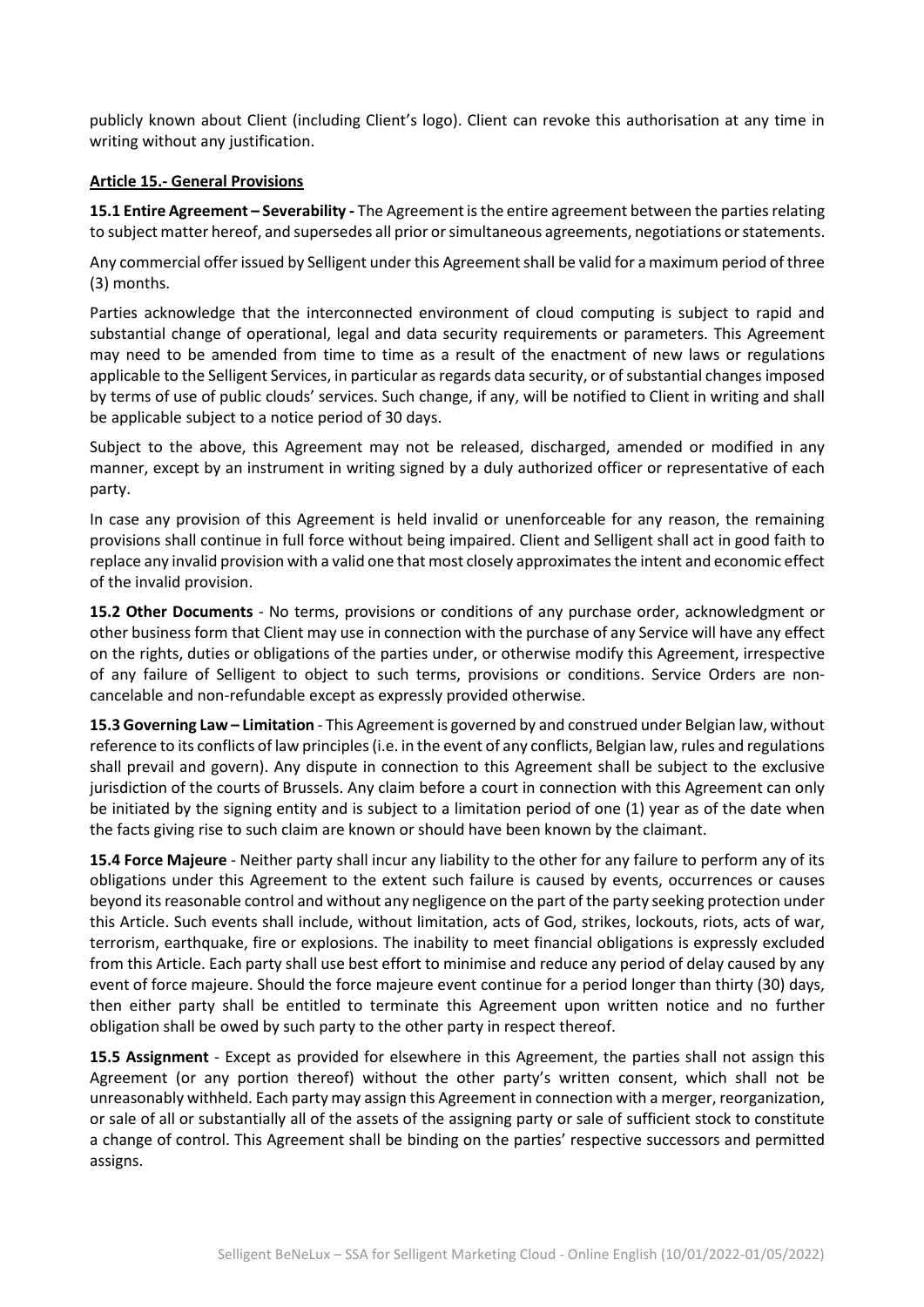publicly known about Client (including Client's logo). Client can revoke this authorisation at any time in writing without any justification.

**Article 15.- General Provisions**

**15.1 Entire Agreement – Severability -** The Agreement is the entire agreement between the parties relating to subject matter hereof, and supersedes all prior or simultaneous agreements, negotiations or statements.

Any commercial offer issued by Selligent under this Agreement shall be valid for a maximum period of three (3) months.

Parties acknowledge that the interconnected environment of cloud computing is subject to rapid and substantial change of operational, legal and data security requirements or parameters. This Agreement may need to be amended from time to time as a result of the enactment of new laws or regulations applicable to the Selligent Services, in particular as regards data security, or of substantial changes imposed by terms of use of public clouds' services. Such change, if any, will be notified to Client in writing and shall be applicable subject to a notice period of 30 days.

Subject to the above, this Agreement may not be released, discharged, amended or modified in any manner, except by an instrument in writing signed by a duly authorized officer or representative of each party.

In case any provision of this Agreement is held invalid or unenforceable for any reason, the remaining provisions shall continue in full force without being impaired. Client and Selligent shall act in good faith to replace any invalid provision with a valid one that most closely approximates the intent and economic effect of the invalid provision.

**15.2 Other Documents** - No terms, provisions or conditions of any purchase order, acknowledgment or other business form that Client may use in connection with the purchase of any Service will have any effect on the rights, duties or obligations of the parties under, or otherwise modify this Agreement, irrespective of any failure of Selligent to object to such terms, provisions or conditions. Service Orders are non-cancelable and non-refundable except as expressly provided otherwise.

**15.3 Governing Law – Limitation** - This Agreement is governed by and construed under Belgian law, without reference to its conflicts of law principles (i.e. in the event of any conflicts, Belgian law, rules and regulations shall prevail and govern). Any dispute in connection to this Agreement shall be subject to the exclusive jurisdiction of the courts of Brussels. Any claim before a court in connection with this Agreement can only be initiated by the signing entity and is subject to a limitation period of one (1) year as of the date when the facts giving rise to such claim are known or should have been known by the claimant.

**15.4 Force Majeure** - Neither party shall incur any liability to the other for any failure to perform any of its obligations under this Agreement to the extent such failure is caused by events, occurrences or causes beyond its reasonable control and without any negligence on the part of the party seeking protection under this Article. Such events shall include, without limitation, acts of God, strikes, lockouts, riots, acts of war, terrorism, earthquake, fire or explosions. The inability to meet financial obligations is expressly excluded from this Article. Each party shall use best effort to minimise and reduce any period of delay caused by any event of force majeure. Should the force majeure event continue for a period longer than thirty (30) days, then either party shall be entitled to terminate this Agreement upon written notice and no further obligation shall be owed by such party to the other party in respect thereof.

**15.5 Assignment** - Except as provided for elsewhere in this Agreement, the parties shall not assign this Agreement (or any portion thereof) without the other party's written consent, which shall not be unreasonably withheld. Each party may assign this Agreement in connection with a merger, reorganization, or sale of all or substantially all of the assets of the assigning party or sale of sufficient stock to constitute a change of control. This Agreement shall be binding on the parties' respective successors and permitted assigns.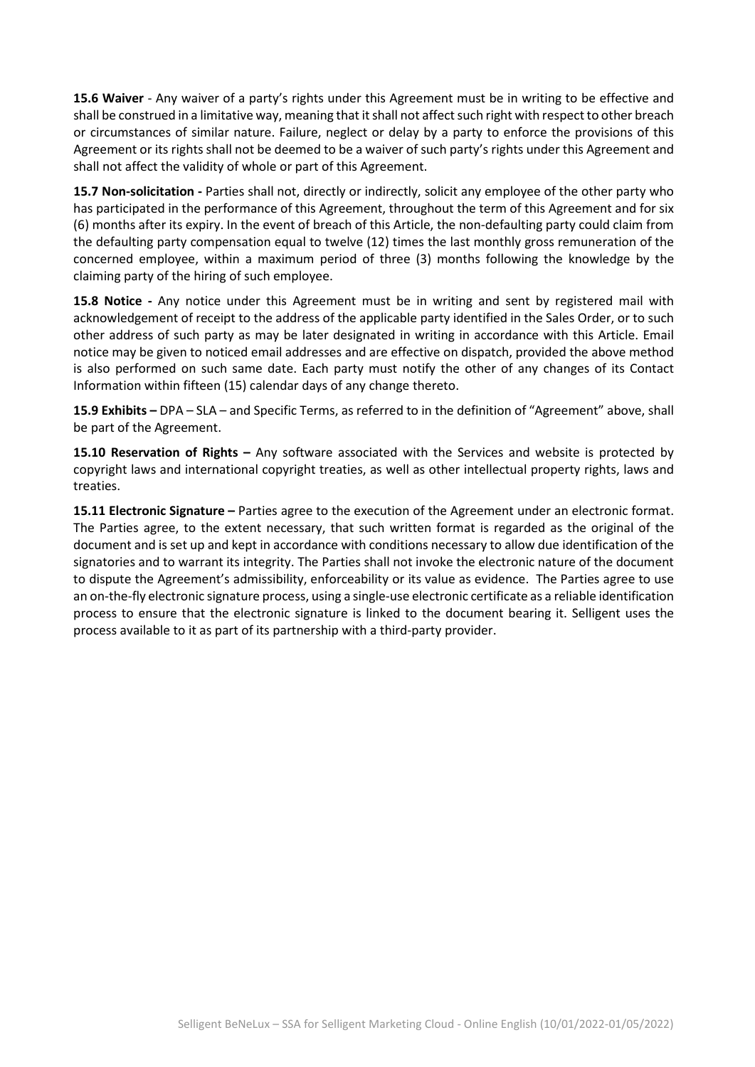**15.6 Waiver** - Any waiver of a party's rights under this Agreement must be in writing to be effective and shall be construed in a limitative way, meaning that it shall not affect such right with respect to other breach or circumstances of similar nature. Failure, neglect or delay by a party to enforce the provisions of this Agreement or its rights shall not be deemed to be a waiver of such party's rights under this Agreement and shall not affect the validity of whole or part of this Agreement.

**15.7 Non-solicitation -** Parties shall not, directly or indirectly, solicit any employee of the other party who has participated in the performance of this Agreement, throughout the term of this Agreement and for six (6) months after its expiry. In the event of breach of this Article, the non-defaulting party could claim from the defaulting party compensation equal to twelve (12) times the last monthly gross remuneration of the concerned employee, within a maximum period of three (3) months following the knowledge by the claiming party of the hiring of such employee.

**15.8 Notice -** Any notice under this Agreement must be in writing and sent by registered mail with acknowledgement of receipt to the address of the applicable party identified in the Sales Order, or to such other address of such party as may be later designated in writing in accordance with this Article. Email notice may be given to noticed email addresses and are effective on dispatch, provided the above method is also performed on such same date. Each party must notify the other of any changes of its Contact Information within fifteen (15) calendar days of any change thereto.

**15.9 Exhibits –** DPA – SLA – and Specific Terms, as referred to in the definition of "Agreement" above, shall be part of the Agreement.

**15.10 Reservation of Rights –** Any software associated with the Services and website is protected by copyright laws and international copyright treaties, as well as other intellectual property rights, laws and treaties.

**15.11 Electronic Signature –** Parties agree to the execution of the Agreement under an electronic format. The Parties agree, to the extent necessary, that such written format is regarded as the original of the document and is set up and kept in accordance with conditions necessary to allow due identification of the signatories and to warrant its integrity. The Parties shall not invoke the electronic nature of the document to dispute the Agreement's admissibility, enforceability or its value as evidence. The Parties agree to use an on-the-fly electronic signature process, using a single-use electronic certificate as a reliable identification process to ensure that the electronic signature is linked to the document bearing it. Selligent uses the process available to it as part of its partnership with a third-party provider.